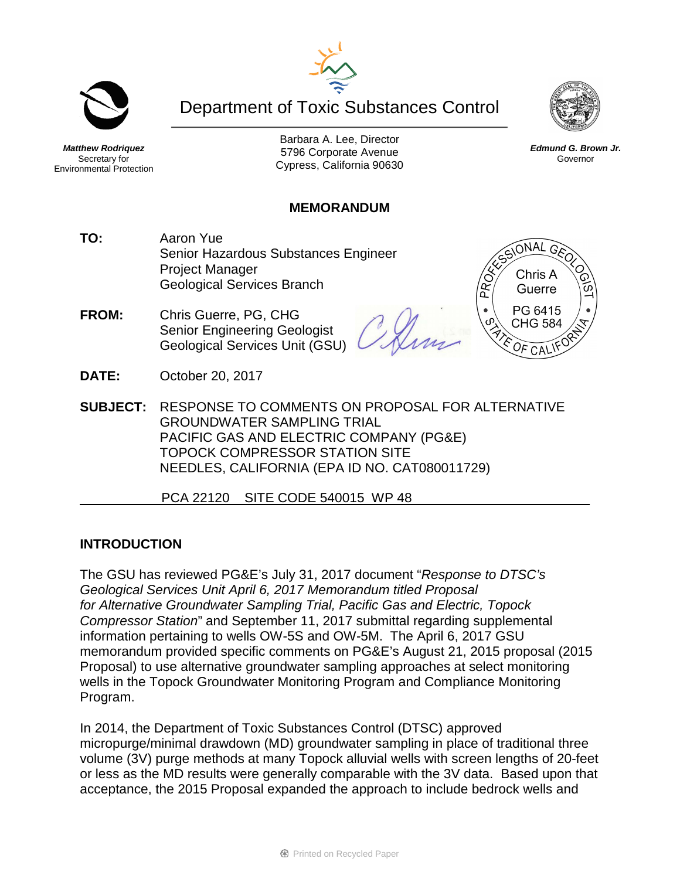# Department of Toxic Substances Control

***Matthew Rodriquez***
Secretary for
Environmental Protection

Barbara A. Lee, Director
5796 Corporate Avenue
Cypress, California 90630

***Edmund G. Brown Jr.***
Governor

## MEMORANDUM

**TO:** Aaron Yue
Senior Hazardous Substances Engineer
Project Manager
Geological Services Branch

**FROM:** Chris Guerre, PG, CHG
Senior Engineering Geologist
Geological Services Unit (GSU)

PROFESSIONAL GEOLOGIST
Chris A Guerre
PG 6415
CHG 584
STATE OF CALIFORNIA

**DATE:** October 20, 2017

**SUBJECT:** RESPONSE TO COMMENTS ON PROPOSAL FOR ALTERNATIVE GROUNDWATER SAMPLING TRIAL
PACIFIC GAS AND ELECTRIC COMPANY (PG&E)
TOPOCK COMPRESSOR STATION SITE
NEEDLES, CALIFORNIA (EPA ID NO. CAT080011729)

PCA 22120 SITE CODE 540015 WP 48

## INTRODUCTION

The GSU has reviewed PG&E's July 31, 2017 document "*Response to DTSC's Geological Services Unit April 6, 2017 Memorandum titled Proposal for Alternative Groundwater Sampling Trial, Pacific Gas and Electric, Topock Compressor Station*" and September 11, 2017 submittal regarding supplemental information pertaining to wells OW-5S and OW-5M. The April 6, 2017 GSU memorandum provided specific comments on PG&E's August 21, 2015 proposal (2015 Proposal) to use alternative groundwater sampling approaches at select monitoring wells in the Topock Groundwater Monitoring Program and Compliance Monitoring Program.

In 2014, the Department of Toxic Substances Control (DTSC) approved micropurge/minimal drawdown (MD) groundwater sampling in place of traditional three volume (3V) purge methods at many Topock alluvial wells with screen lengths of 20-feet or less as the MD results were generally comparable with the 3V data. Based upon that acceptance, the 2015 Proposal expanded the approach to include bedrock wells and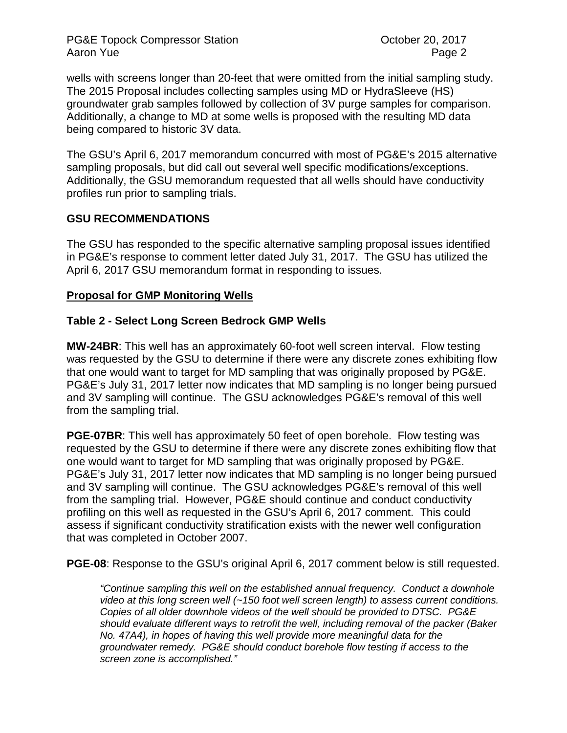wells with screens longer than 20-feet that were omitted from the initial sampling study. The 2015 Proposal includes collecting samples using MD or HydraSleeve (HS) groundwater grab samples followed by collection of 3V purge samples for comparison. Additionally, a change to MD at some wells is proposed with the resulting MD data being compared to historic 3V data.

The GSU's April 6, 2017 memorandum concurred with most of PG&E's 2015 alternative sampling proposals, but did call out several well specific modifications/exceptions. Additionally, the GSU memorandum requested that all wells should have conductivity profiles run prior to sampling trials.

## GSU RECOMMENDATIONS

The GSU has responded to the specific alternative sampling proposal issues identified in PG&E's response to comment letter dated July 31, 2017. The GSU has utilized the April 6, 2017 GSU memorandum format in responding to issues.

### Proposal for GMP Monitoring Wells

#### Table 2 - Select Long Screen Bedrock GMP Wells

**MW-24BR**: This well has an approximately 60-foot well screen interval. Flow testing was requested by the GSU to determine if there were any discrete zones exhibiting flow that one would want to target for MD sampling that was originally proposed by PG&E. PG&E's July 31, 2017 letter now indicates that MD sampling is no longer being pursued and 3V sampling will continue. The GSU acknowledges PG&E's removal of this well from the sampling trial.

**PGE-07BR**: This well has approximately 50 feet of open borehole. Flow testing was requested by the GSU to determine if there were any discrete zones exhibiting flow that one would want to target for MD sampling that was originally proposed by PG&E. PG&E's July 31, 2017 letter now indicates that MD sampling is no longer being pursued and 3V sampling will continue. The GSU acknowledges PG&E's removal of this well from the sampling trial. However, PG&E should continue and conduct conductivity profiling on this well as requested in the GSU's April 6, 2017 comment. This could assess if significant conductivity stratification exists with the newer well configuration that was completed in October 2007.

**PGE-08**: Response to the GSU's original April 6, 2017 comment below is still requested.

> *"Continue sampling this well on the established annual frequency. Conduct a downhole video at this long screen well (~150 foot well screen length) to assess current conditions. Copies of all older downhole videos of the well should be provided to DTSC. PG&E should evaluate different ways to retrofit the well, including removal of the packer (Baker No. 47A4), in hopes of having this well provide more meaningful data for the groundwater remedy. PG&E should conduct borehole flow testing if access to the screen zone is accomplished."*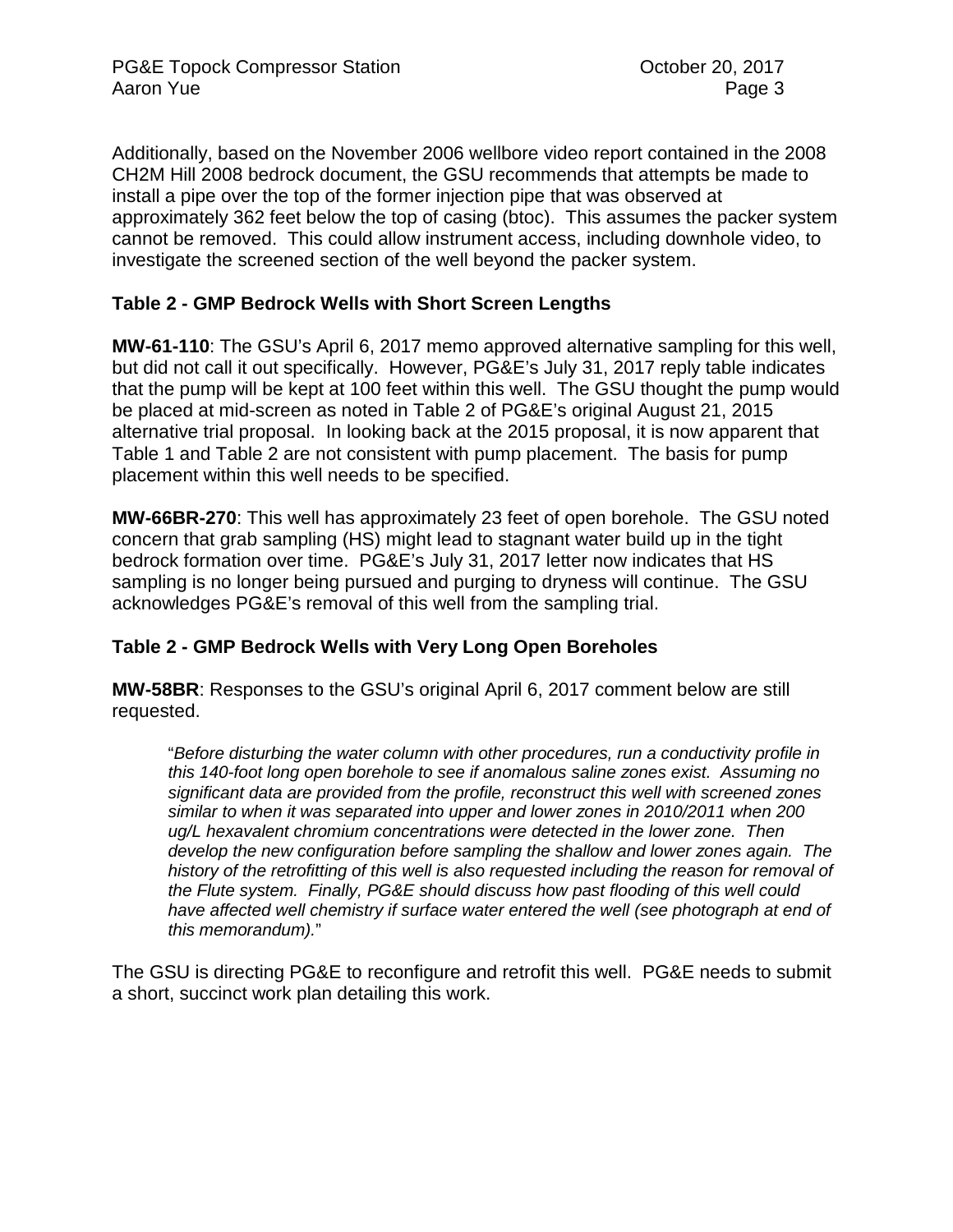Additionally, based on the November 2006 wellbore video report contained in the 2008 CH2M Hill 2008 bedrock document, the GSU recommends that attempts be made to install a pipe over the top of the former injection pipe that was observed at approximately 362 feet below the top of casing (btoc). This assumes the packer system cannot be removed. This could allow instrument access, including downhole video, to investigate the screened section of the well beyond the packer system.

### Table 2 - GMP Bedrock Wells with Short Screen Lengths

**MW-61-110**: The GSU's April 6, 2017 memo approved alternative sampling for this well, but did not call it out specifically. However, PG&E's July 31, 2017 reply table indicates that the pump will be kept at 100 feet within this well. The GSU thought the pump would be placed at mid-screen as noted in Table 2 of PG&E's original August 21, 2015 alternative trial proposal. In looking back at the 2015 proposal, it is now apparent that Table 1 and Table 2 are not consistent with pump placement. The basis for pump placement within this well needs to be specified.

**MW-66BR-270**: This well has approximately 23 feet of open borehole. The GSU noted concern that grab sampling (HS) might lead to stagnant water build up in the tight bedrock formation over time. PG&E's July 31, 2017 letter now indicates that HS sampling is no longer being pursued and purging to dryness will continue. The GSU acknowledges PG&E's removal of this well from the sampling trial.

### Table 2 - GMP Bedrock Wells with Very Long Open Boreholes

**MW-58BR**: Responses to the GSU's original April 6, 2017 comment below are still requested.

> "*Before disturbing the water column with other procedures, run a conductivity profile in this 140-foot long open borehole to see if anomalous saline zones exist. Assuming no significant data are provided from the profile, reconstruct this well with screened zones similar to when it was separated into upper and lower zones in 2010/2011 when 200 ug/L hexavalent chromium concentrations were detected in the lower zone. Then develop the new configuration before sampling the shallow and lower zones again. The history of the retrofitting of this well is also requested including the reason for removal of the Flute system. Finally, PG&E should discuss how past flooding of this well could have affected well chemistry if surface water entered the well (see photograph at end of this memorandum).*"

The GSU is directing PG&E to reconfigure and retrofit this well. PG&E needs to submit a short, succinct work plan detailing this work.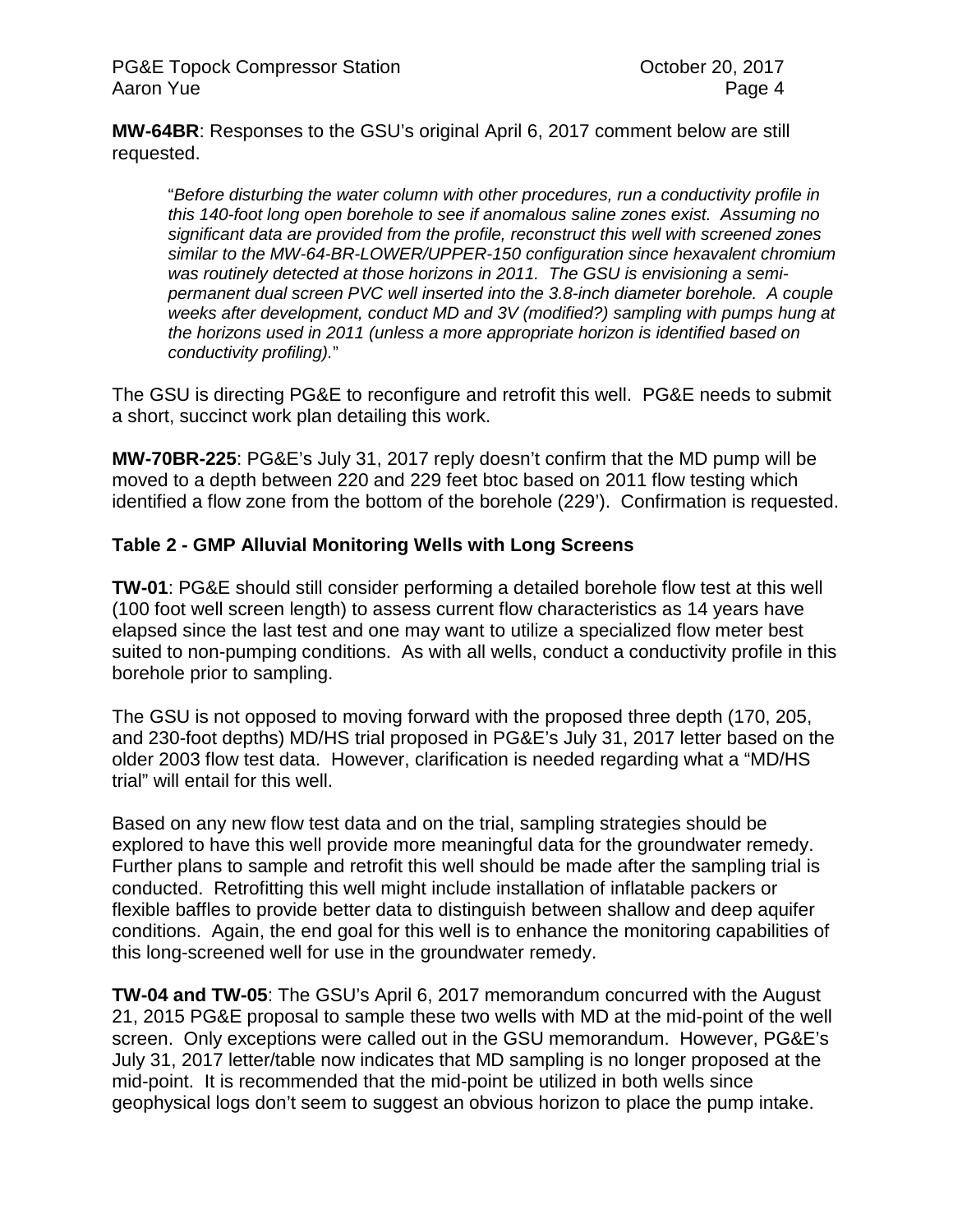**MW-64BR**: Responses to the GSU's original April 6, 2017 comment below are still requested.

> "*Before disturbing the water column with other procedures, run a conductivity profile in this 140-foot long open borehole to see if anomalous saline zones exist. Assuming no significant data are provided from the profile, reconstruct this well with screened zones similar to the MW-64-BR-LOWER/UPPER-150 configuration since hexavalent chromium was routinely detected at those horizons in 2011. The GSU is envisioning a semi-permanent dual screen PVC well inserted into the 3.8-inch diameter borehole. A couple weeks after development, conduct MD and 3V (modified?) sampling with pumps hung at the horizons used in 2011 (unless a more appropriate horizon is identified based on conductivity profiling).*"

The GSU is directing PG&E to reconfigure and retrofit this well. PG&E needs to submit a short, succinct work plan detailing this work.

**MW-70BR-225**: PG&E's July 31, 2017 reply doesn't confirm that the MD pump will be moved to a depth between 220 and 229 feet btoc based on 2011 flow testing which identified a flow zone from the bottom of the borehole (229'). Confirmation is requested.

## Table 2 - GMP Alluvial Monitoring Wells with Long Screens

**TW-01**: PG&E should still consider performing a detailed borehole flow test at this well (100 foot well screen length) to assess current flow characteristics as 14 years have elapsed since the last test and one may want to utilize a specialized flow meter best suited to non-pumping conditions. As with all wells, conduct a conductivity profile in this borehole prior to sampling.

The GSU is not opposed to moving forward with the proposed three depth (170, 205, and 230-foot depths) MD/HS trial proposed in PG&E's July 31, 2017 letter based on the older 2003 flow test data. However, clarification is needed regarding what a "MD/HS trial" will entail for this well.

Based on any new flow test data and on the trial, sampling strategies should be explored to have this well provide more meaningful data for the groundwater remedy. Further plans to sample and retrofit this well should be made after the sampling trial is conducted. Retrofitting this well might include installation of inflatable packers or flexible baffles to provide better data to distinguish between shallow and deep aquifer conditions. Again, the end goal for this well is to enhance the monitoring capabilities of this long-screened well for use in the groundwater remedy.

**TW-04 and TW-05**: The GSU's April 6, 2017 memorandum concurred with the August 21, 2015 PG&E proposal to sample these two wells with MD at the mid-point of the well screen. Only exceptions were called out in the GSU memorandum. However, PG&E's July 31, 2017 letter/table now indicates that MD sampling is no longer proposed at the mid-point. It is recommended that the mid-point be utilized in both wells since geophysical logs don't seem to suggest an obvious horizon to place the pump intake.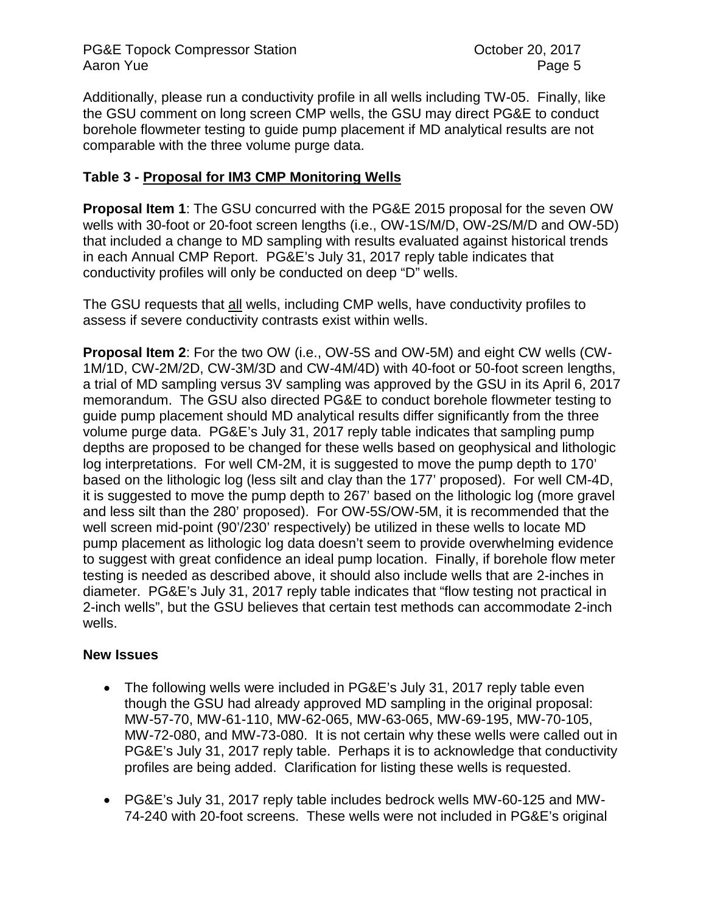Additionally, please run a conductivity profile in all wells including TW-05. Finally, like the GSU comment on long screen CMP wells, the GSU may direct PG&E to conduct borehole flowmeter testing to guide pump placement if MD analytical results are not comparable with the three volume purge data.

**Table 3 - Proposal for IM3 CMP Monitoring Wells**

**Proposal Item 1**: The GSU concurred with the PG&E 2015 proposal for the seven OW wells with 30-foot or 20-foot screen lengths (i.e., OW-1S/M/D, OW-2S/M/D and OW-5D) that included a change to MD sampling with results evaluated against historical trends in each Annual CMP Report. PG&E's July 31, 2017 reply table indicates that conductivity profiles will only be conducted on deep "D" wells.

The GSU requests that all wells, including CMP wells, have conductivity profiles to assess if severe conductivity contrasts exist within wells.

**Proposal Item 2**: For the two OW (i.e., OW-5S and OW-5M) and eight CW wells (CW-1M/1D, CW-2M/2D, CW-3M/3D and CW-4M/4D) with 40-foot or 50-foot screen lengths, a trial of MD sampling versus 3V sampling was approved by the GSU in its April 6, 2017 memorandum. The GSU also directed PG&E to conduct borehole flowmeter testing to guide pump placement should MD analytical results differ significantly from the three volume purge data. PG&E's July 31, 2017 reply table indicates that sampling pump depths are proposed to be changed for these wells based on geophysical and lithologic log interpretations. For well CM-2M, it is suggested to move the pump depth to 170' based on the lithologic log (less silt and clay than the 177' proposed). For well CM-4D, it is suggested to move the pump depth to 267' based on the lithologic log (more gravel and less silt than the 280' proposed). For OW-5S/OW-5M, it is recommended that the well screen mid-point (90'/230' respectively) be utilized in these wells to locate MD pump placement as lithologic log data doesn't seem to provide overwhelming evidence to suggest with great confidence an ideal pump location. Finally, if borehole flow meter testing is needed as described above, it should also include wells that are 2-inches in diameter. PG&E's July 31, 2017 reply table indicates that "flow testing not practical in 2-inch wells", but the GSU believes that certain test methods can accommodate 2-inch wells.

**New Issues**

- The following wells were included in PG&E's July 31, 2017 reply table even though the GSU had already approved MD sampling in the original proposal: MW-57-70, MW-61-110, MW-62-065, MW-63-065, MW-69-195, MW-70-105, MW-72-080, and MW-73-080. It is not certain why these wells were called out in PG&E's July 31, 2017 reply table. Perhaps it is to acknowledge that conductivity profiles are being added. Clarification for listing these wells is requested.

- PG&E's July 31, 2017 reply table includes bedrock wells MW-60-125 and MW-74-240 with 20-foot screens. These wells were not included in PG&E's original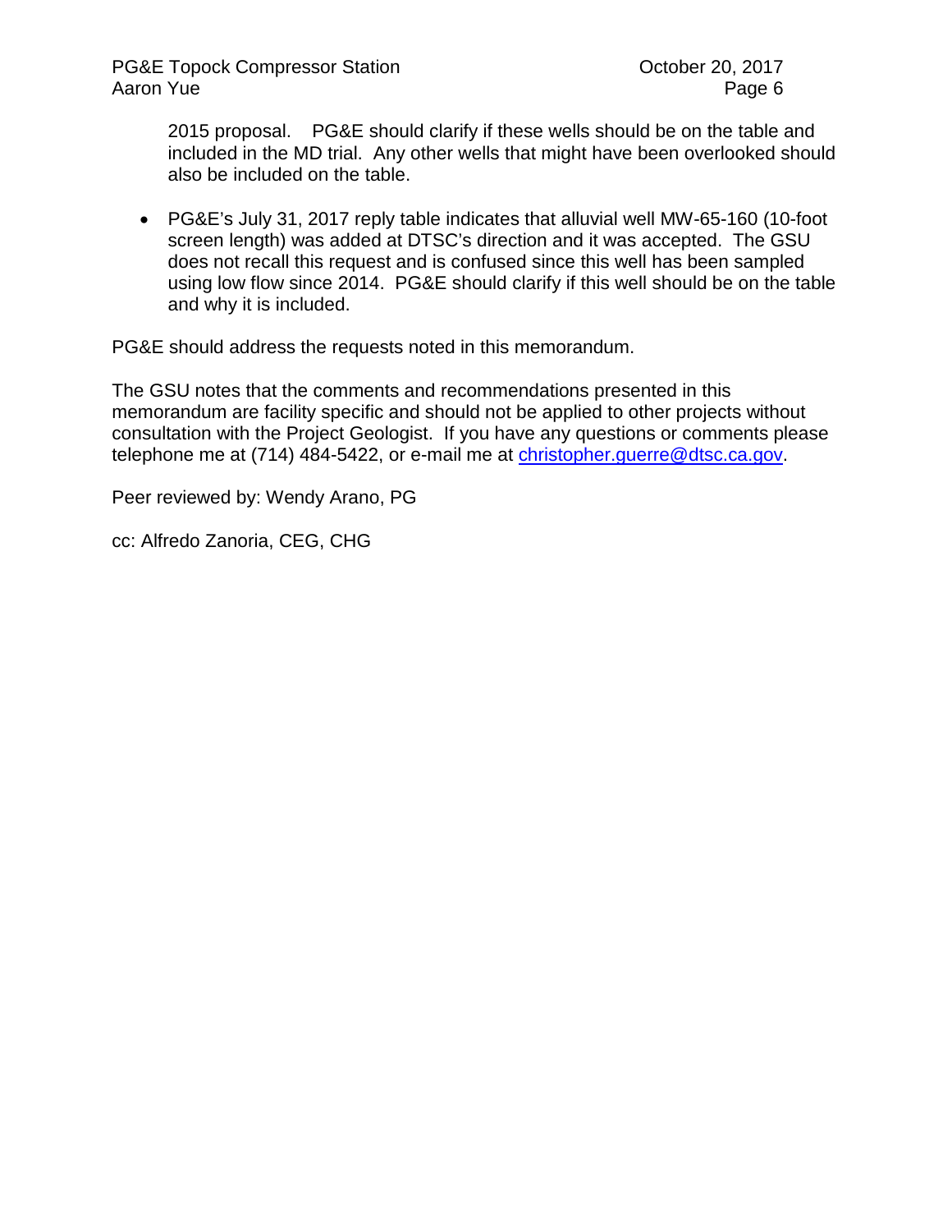2015 proposal. PG&E should clarify if these wells should be on the table and included in the MD trial. Any other wells that might have been overlooked should also be included on the table.

- PG&E's July 31, 2017 reply table indicates that alluvial well MW-65-160 (10-foot screen length) was added at DTSC's direction and it was accepted. The GSU does not recall this request and is confused since this well has been sampled using low flow since 2014. PG&E should clarify if this well should be on the table and why it is included.

PG&E should address the requests noted in this memorandum.

The GSU notes that the comments and recommendations presented in this memorandum are facility specific and should not be applied to other projects without consultation with the Project Geologist. If you have any questions or comments please telephone me at (714) 484-5422, or e-mail me at christopher.guerre@dtsc.ca.gov.

Peer reviewed by: Wendy Arano, PG

cc: Alfredo Zanoria, CEG, CHG